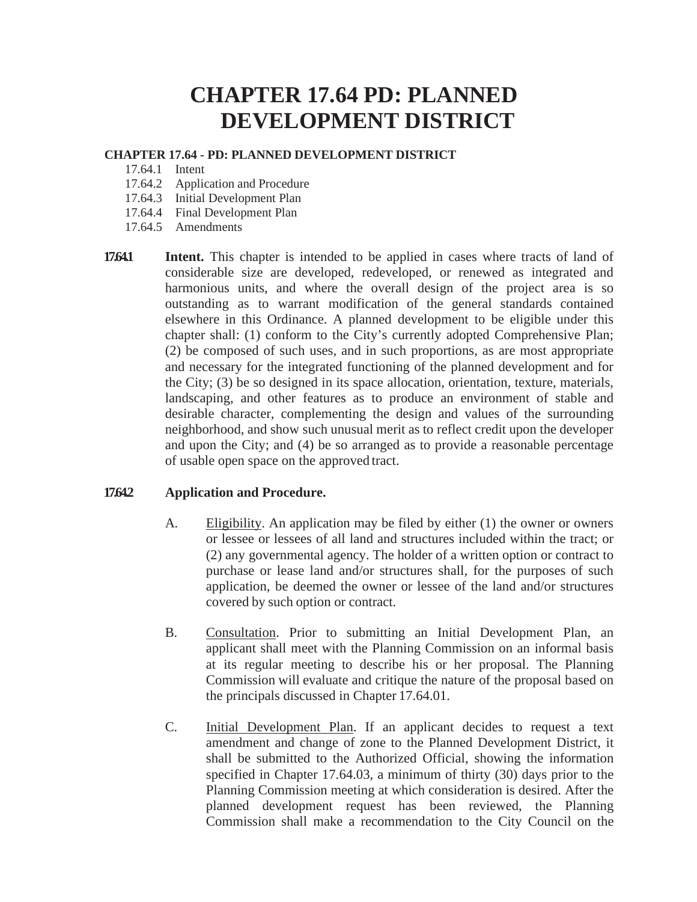# CHAPTER 17.64 PD: PLANNED DEVELOPMENT DISTRICT

**CHAPTER 17.64 - PD: PLANNED DEVELOPMENT DISTRICT**

- 17.64.1 Intent
- 17.64.2 Application and Procedure
- 17.64.3 Initial Development Plan
- 17.64.4 Final Development Plan
- 17.64.5 Amendments

**17.64.1** **Intent.** This chapter is intended to be applied in cases where tracts of land of considerable size are developed, redeveloped, or renewed as integrated and harmonious units, and where the overall design of the project area is so outstanding as to warrant modification of the general standards contained elsewhere in this Ordinance. A planned development to be eligible under this chapter shall: (1) conform to the City's currently adopted Comprehensive Plan; (2) be composed of such uses, and in such proportions, as are most appropriate and necessary for the integrated functioning of the planned development and for the City; (3) be so designed in its space allocation, orientation, texture, materials, landscaping, and other features as to produce an environment of stable and desirable character, complementing the design and values of the surrounding neighborhood, and show such unusual merit as to reflect credit upon the developer and upon the City; and (4) be so arranged as to provide a reasonable percentage of usable open space on the approved tract.

**17.64.2** **Application and Procedure.**

A. Eligibility. An application may be filed by either (1) the owner or owners or lessee or lessees of all land and structures included within the tract; or (2) any governmental agency. The holder of a written option or contract to purchase or lease land and/or structures shall, for the purposes of such application, be deemed the owner or lessee of the land and/or structures covered by such option or contract.

B. Consultation. Prior to submitting an Initial Development Plan, an applicant shall meet with the Planning Commission on an informal basis at its regular meeting to describe his or her proposal. The Planning Commission will evaluate and critique the nature of the proposal based on the principals discussed in Chapter 17.64.01.

C. Initial Development Plan. If an applicant decides to request a text amendment and change of zone to the Planned Development District, it shall be submitted to the Authorized Official, showing the information specified in Chapter 17.64.03, a minimum of thirty (30) days prior to the Planning Commission meeting at which consideration is desired. After the planned development request has been reviewed, the Planning Commission shall make a recommendation to the City Council on the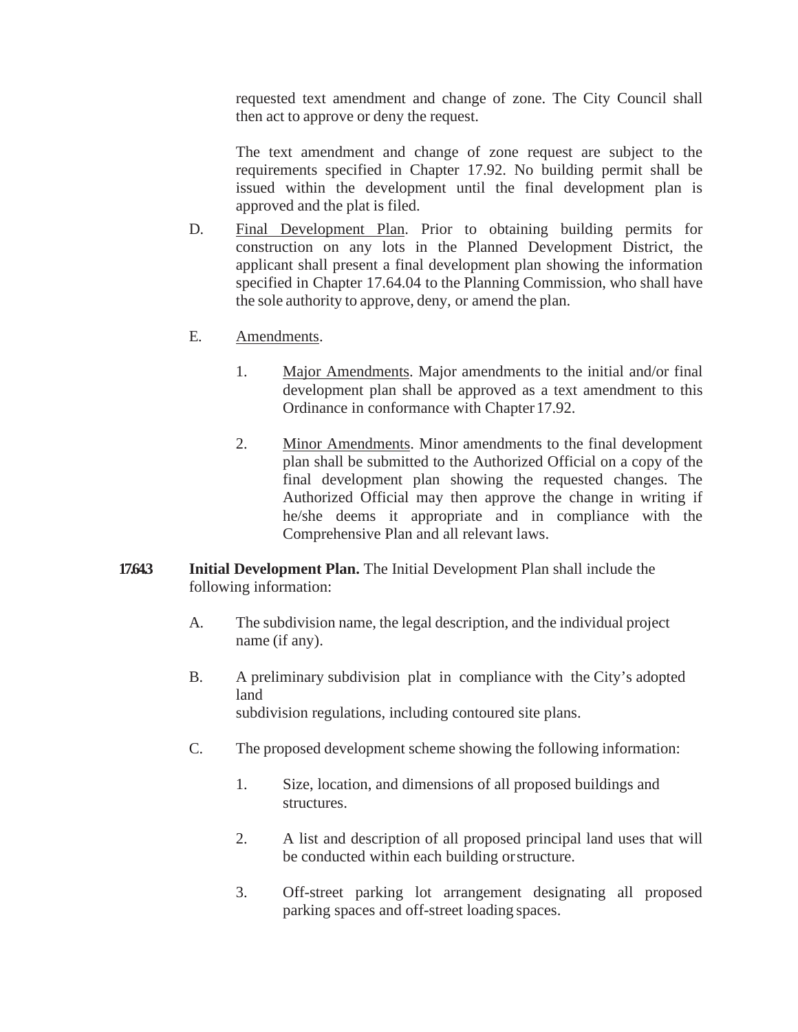requested text amendment and change of zone. The City Council shall then act to approve or deny the request.

The text amendment and change of zone request are subject to the requirements specified in Chapter 17.92. No building permit shall be issued within the development until the final development plan is approved and the plat is filed.

D. Final Development Plan. Prior to obtaining building permits for construction on any lots in the Planned Development District, the applicant shall present a final development plan showing the information specified in Chapter 17.64.04 to the Planning Commission, who shall have the sole authority to approve, deny, or amend the plan.

E. Amendments.

1. Major Amendments. Major amendments to the initial and/or final development plan shall be approved as a text amendment to this Ordinance in conformance with Chapter 17.92.

2. Minor Amendments. Minor amendments to the final development plan shall be submitted to the Authorized Official on a copy of the final development plan showing the requested changes. The Authorized Official may then approve the change in writing if he/she deems it appropriate and in compliance with the Comprehensive Plan and all relevant laws.

**17.64.3 Initial Development Plan.** The Initial Development Plan shall include the following information:

A. The subdivision name, the legal description, and the individual project name (if any).

B. A preliminary subdivision plat in compliance with the City's adopted land subdivision regulations, including contoured site plans.

C. The proposed development scheme showing the following information:

1. Size, location, and dimensions of all proposed buildings and structures.

2. A list and description of all proposed principal land uses that will be conducted within each building or structure.

3. Off-street parking lot arrangement designating all proposed parking spaces and off-street loading spaces.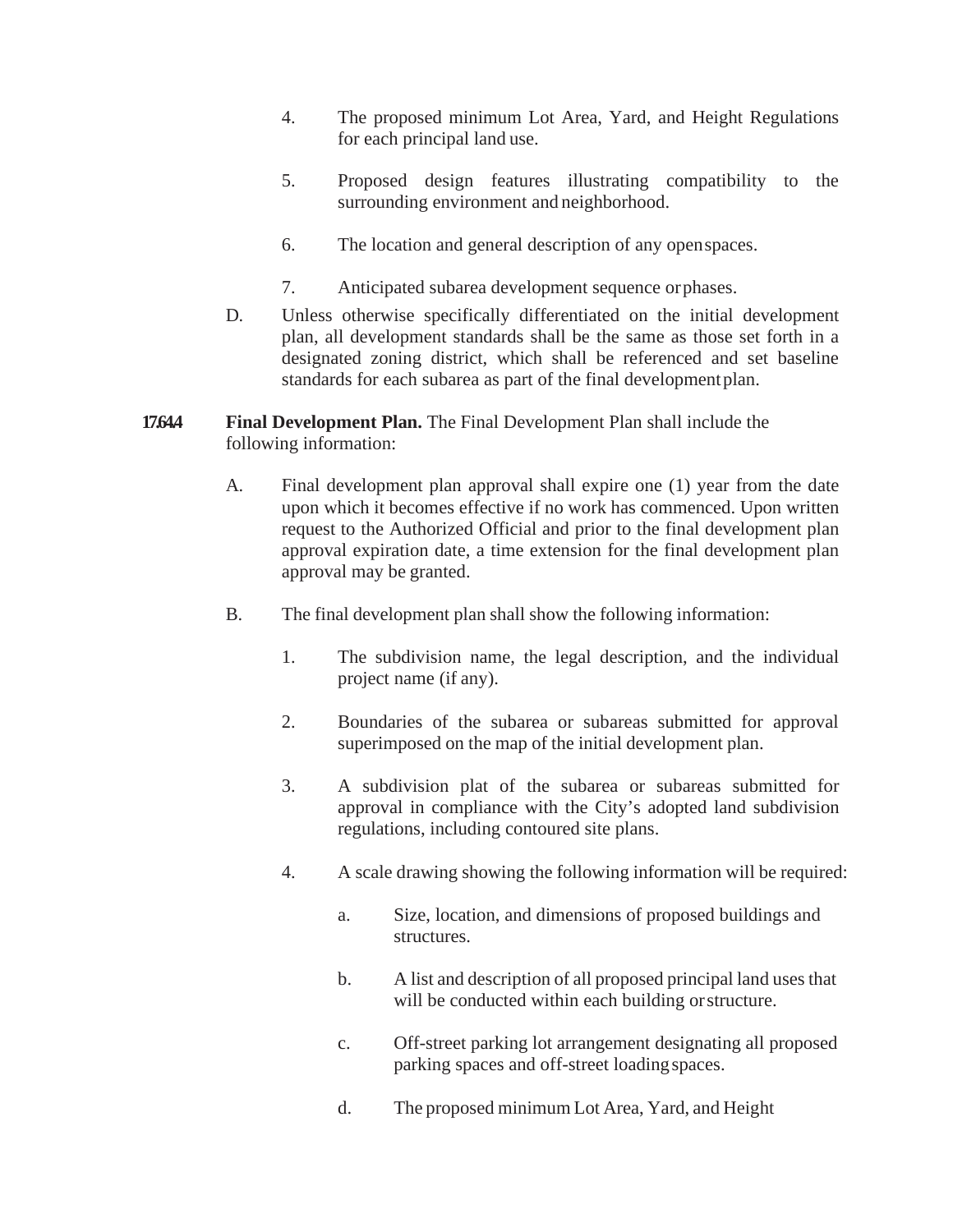4. The proposed minimum Lot Area, Yard, and Height Regulations for each principal land use.

5. Proposed design features illustrating compatibility to the surrounding environment and neighborhood.

6. The location and general description of any open spaces.

7. Anticipated subarea development sequence or phases.

D. Unless otherwise specifically differentiated on the initial development plan, all development standards shall be the same as those set forth in a designated zoning district, which shall be referenced and set baseline standards for each subarea as part of the final development plan.

**17.64.4 Final Development Plan.** The Final Development Plan shall include the following information:

A. Final development plan approval shall expire one (1) year from the date upon which it becomes effective if no work has commenced. Upon written request to the Authorized Official and prior to the final development plan approval expiration date, a time extension for the final development plan approval may be granted.

B. The final development plan shall show the following information:

1. The subdivision name, the legal description, and the individual project name (if any).

2. Boundaries of the subarea or subareas submitted for approval superimposed on the map of the initial development plan.

3. A subdivision plat of the subarea or subareas submitted for approval in compliance with the City's adopted land subdivision regulations, including contoured site plans.

4. A scale drawing showing the following information will be required:

   a. Size, location, and dimensions of proposed buildings and structures.

   b. A list and description of all proposed principal land uses that will be conducted within each building or structure.

   c. Off-street parking lot arrangement designating all proposed parking spaces and off-street loading spaces.

   d. The proposed minimum Lot Area, Yard, and Height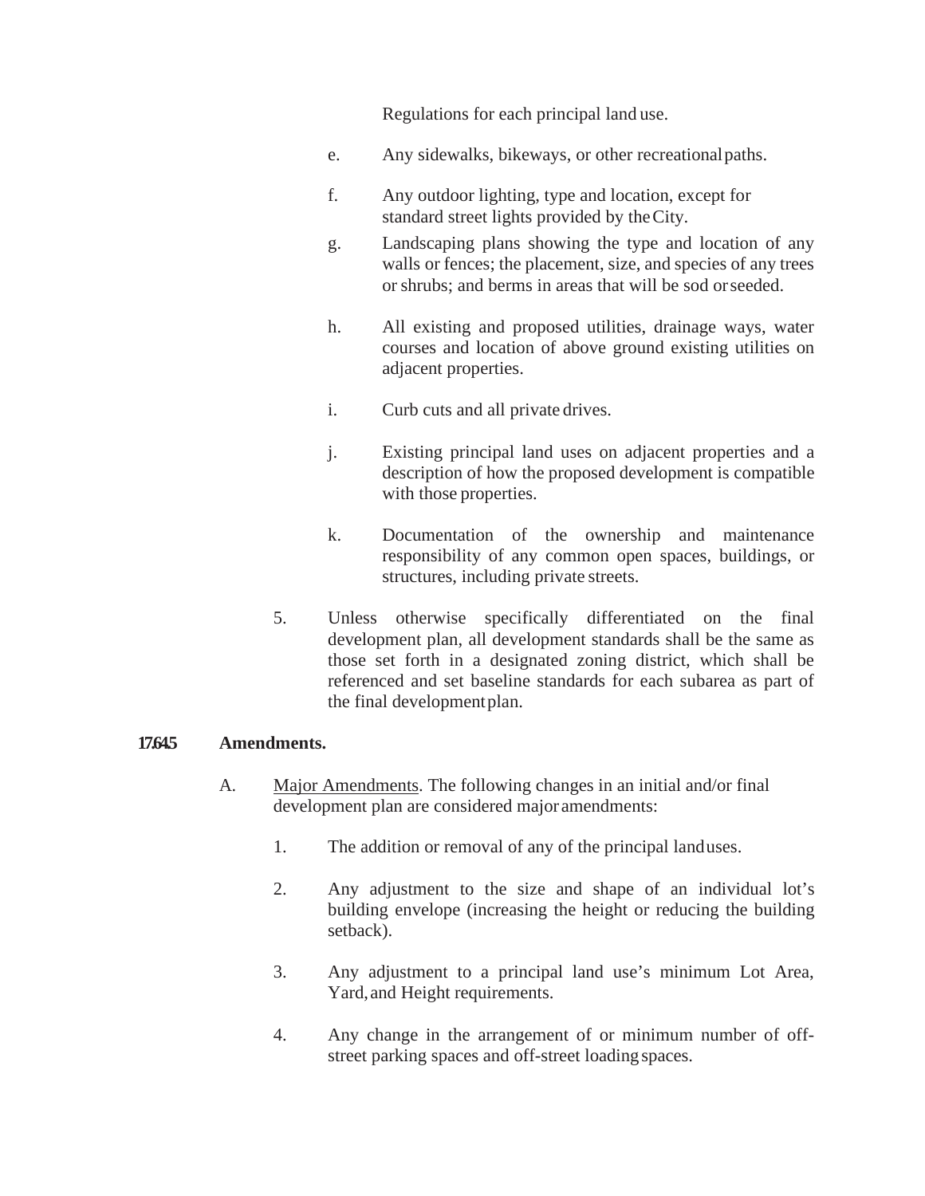Regulations for each principal land use.

e. Any sidewalks, bikeways, or other recreational paths.

f. Any outdoor lighting, type and location, except for standard street lights provided by the City.

g. Landscaping plans showing the type and location of any walls or fences; the placement, size, and species of any trees or shrubs; and berms in areas that will be sod or seeded.

h. All existing and proposed utilities, drainage ways, water courses and location of above ground existing utilities on adjacent properties.

i. Curb cuts and all private drives.

j. Existing principal land uses on adjacent properties and a description of how the proposed development is compatible with those properties.

k. Documentation of the ownership and maintenance responsibility of any common open spaces, buildings, or structures, including private streets.

5. Unless otherwise specifically differentiated on the final development plan, all development standards shall be the same as those set forth in a designated zoning district, which shall be referenced and set baseline standards for each subarea as part of the final development plan.

**17.64.5 Amendments.**

A. Major Amendments. The following changes in an initial and/or final development plan are considered major amendments:

1. The addition or removal of any of the principal land uses.

2. Any adjustment to the size and shape of an individual lot's building envelope (increasing the height or reducing the building setback).

3. Any adjustment to a principal land use's minimum Lot Area, Yard, and Height requirements.

4. Any change in the arrangement of or minimum number of off-street parking spaces and off-street loading spaces.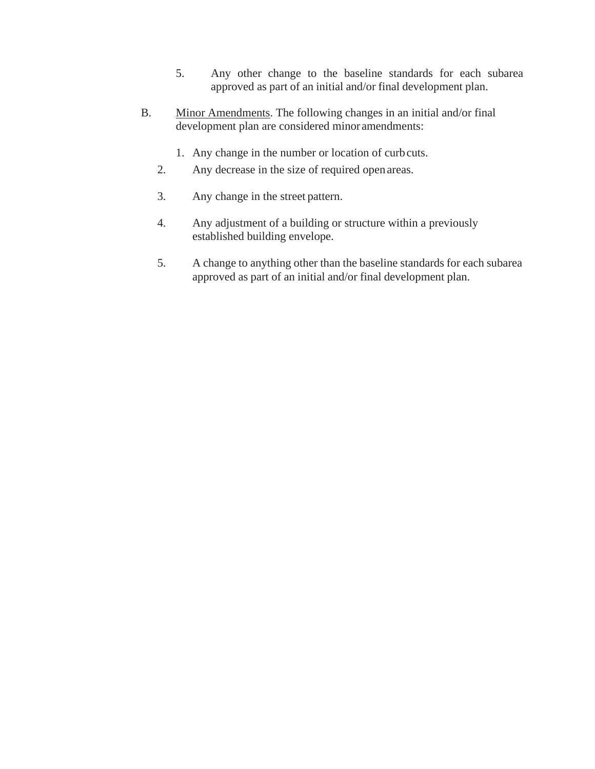5. Any other change to the baseline standards for each subarea approved as part of an initial and/or final development plan.

B. Minor Amendments. The following changes in an initial and/or final development plan are considered minor amendments:

1. Any change in the number or location of curb cuts.
2. Any decrease in the size of required open areas.
3. Any change in the street pattern.
4. Any adjustment of a building or structure within a previously established building envelope.
5. A change to anything other than the baseline standards for each subarea approved as part of an initial and/or final development plan.